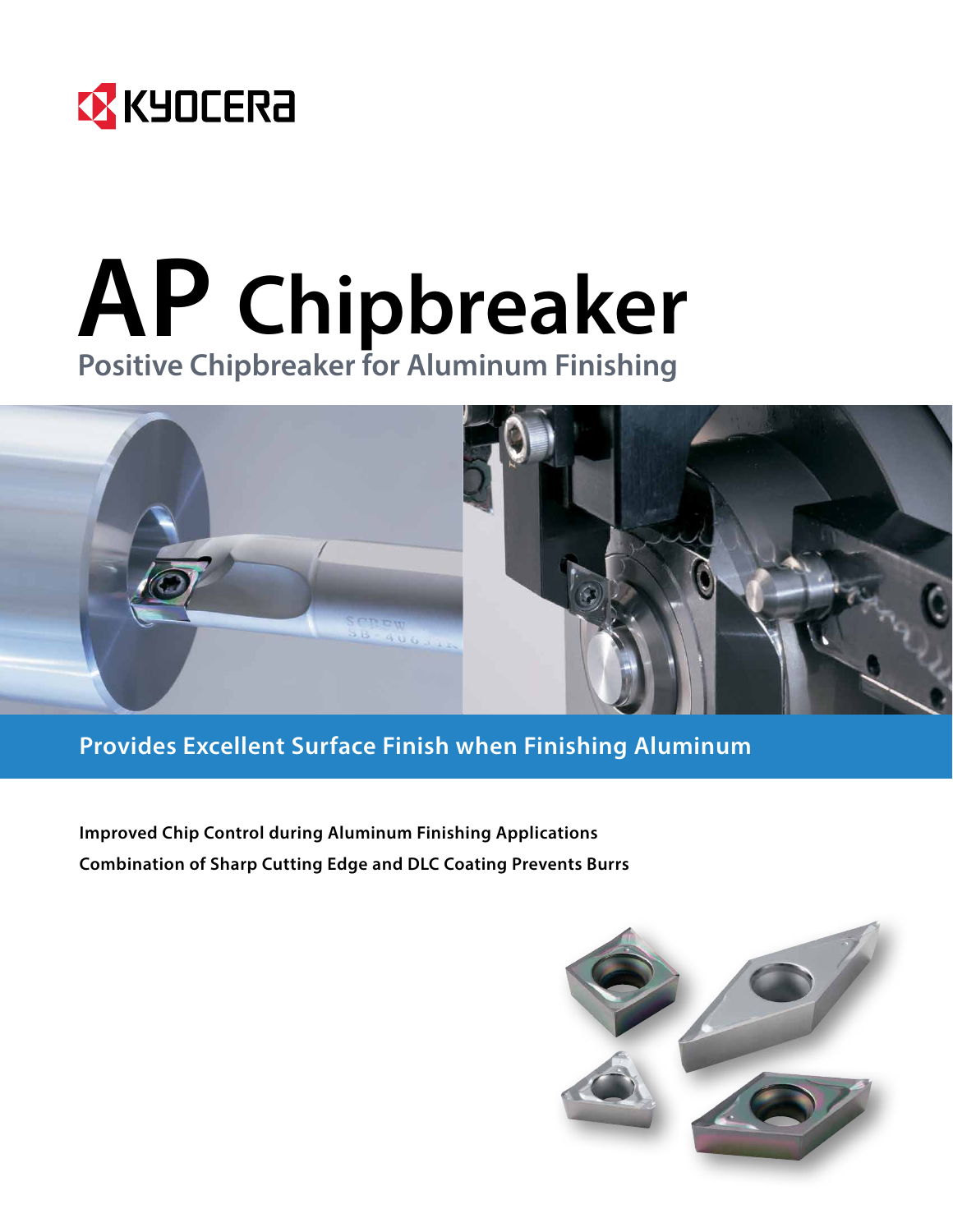KYOCERA

# AP Chipbreaker

## Positive Chipbreaker for Aluminum Finishing

**Provides Excellent Surface Finish when Finishing Aluminum**

**Improved Chip Control during Aluminum Finishing Applications**

**Combination of Sharp Cutting Edge and DLC Coating Prevents Burrs**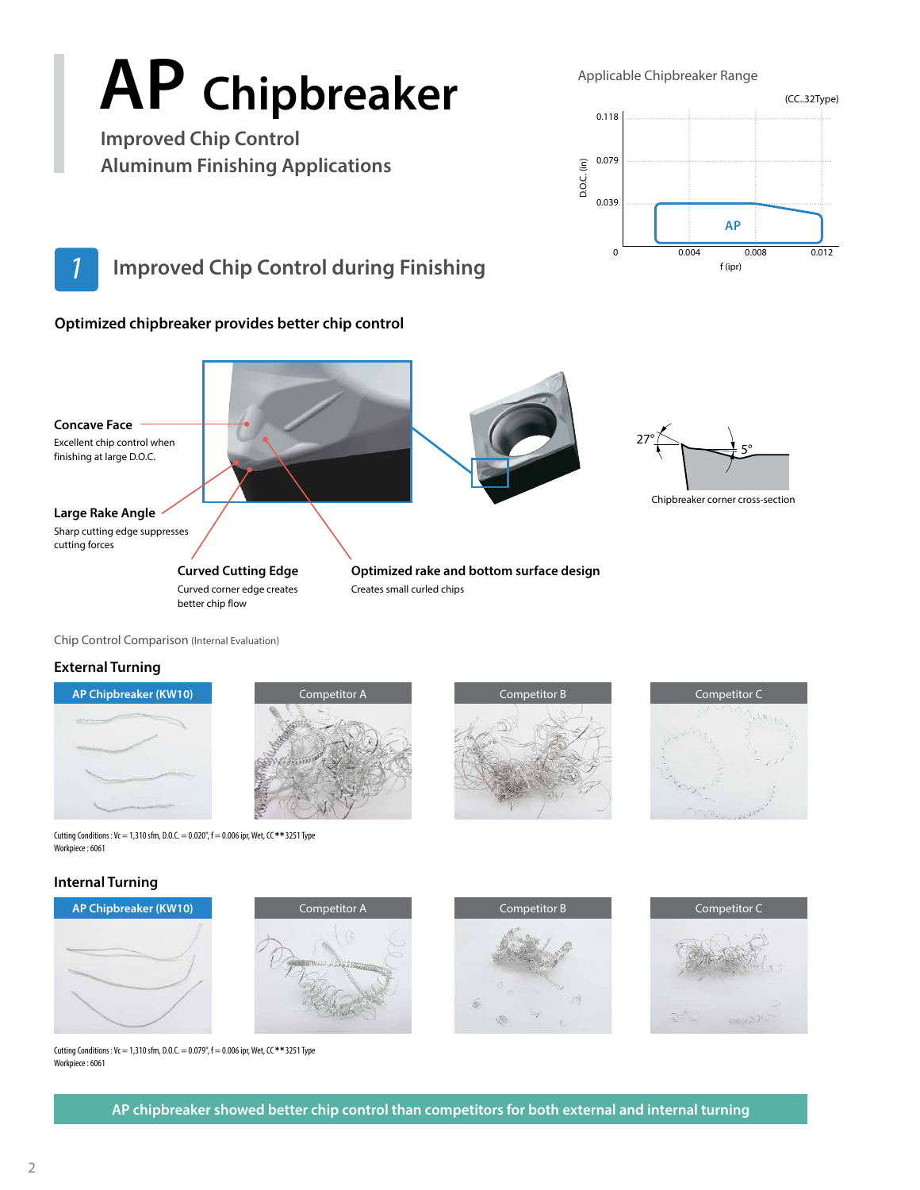# AP Chipbreaker

## Improved Chip Control
## Aluminum Finishing Applications

Applicable Chipbreaker Range

(CC..32Type)

D.O.C. (in): 0.118, 0.079, 0.039, 0

f (ipr): 0.004, 0.008, 0.012

AP

## 1 Improved Chip Control during Finishing

### Optimized chipbreaker provides better chip control

**Concave Face**
Excellent chip control when finishing at large D.O.C.

**Large Rake Angle**
Sharp cutting edge suppresses cutting forces

**Curved Cutting Edge**
Curved corner edge creates better chip flow

**Optimized rake and bottom surface design**
Creates small curled chips

27° 5°

Chipbreaker corner cross-section

Chip Control Comparison (Internal Evaluation)

### External Turning

| AP Chipbreaker (KW10) | Competitor A | Competitor B | Competitor C |
|---|---|---|---|

Cutting Conditions : Vc = 1,310 sfm, D.O.C. = 0.020", f = 0.006 ipr, Wet, CC**3251 Type
Workpiece : 6061

### Internal Turning

| AP Chipbreaker (KW10) | Competitor A | Competitor B | Competitor C |
|---|---|---|---|

Cutting Conditions : Vc = 1,310 sfm, D.O.C. = 0.079", f = 0.006 ipr, Wet, CC**3251 Type
Workpiece : 6061

**AP chipbreaker showed better chip control than competitors for both external and internal turning**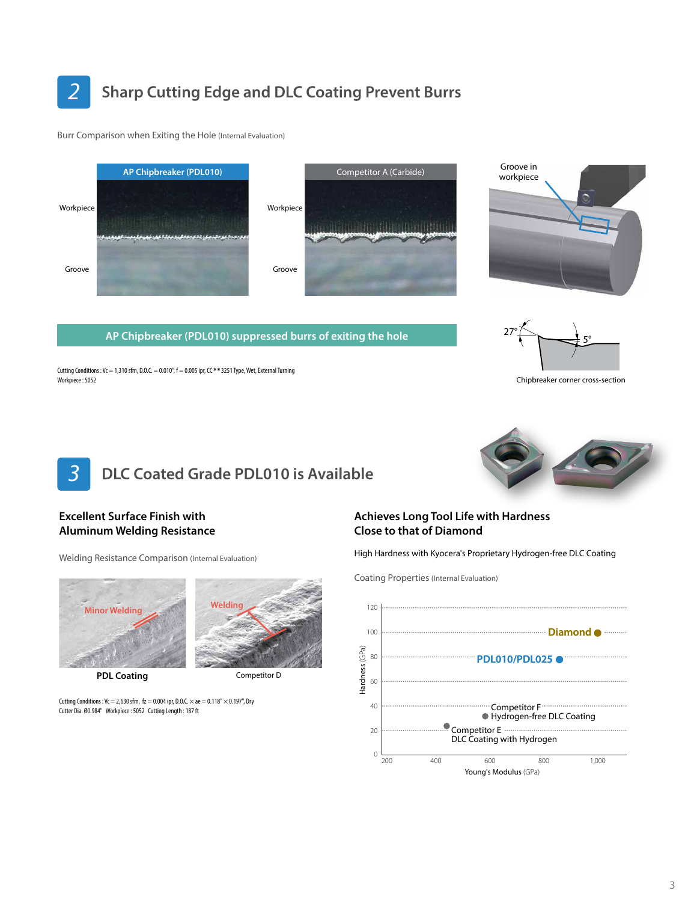## 2 Sharp Cutting Edge and DLC Coating Prevent Burrs

Burr Comparison when Exiting the Hole (Internal Evaluation)

| AP Chipbreaker (PDL010) | Competitor A (Carbide) |
|---|---|
| Workpiece / Groove | Workpiece / Groove |

Groove in workpiece

**AP Chipbreaker (PDL010) suppressed burrs of exiting the hole**

27° 5°

Chipbreaker corner cross-section

Cutting Conditions : Vc = 1,310 sfm, D.O.C. = 0.010", f = 0.005 ipr, CC**3251 Type, Wet, External Turning
Workpiece : 5052

## 3 DLC Coated Grade PDL010 is Available

### Excellent Surface Finish with Aluminum Welding Resistance

Welding Resistance Comparison (Internal Evaluation)

| Minor Welding | Welding |
|---|---|
| **PDL Coating** | Competitor D |

Cutting Conditions : Vc = 2,630 sfm, fz = 0.004 ipr, D.O.C. × ae = 0.118" × 0.197", Dry
Cutter Dia. Ø0.984" Workpiece : 5052 Cutting Length : 187 ft

### Achieves Long Tool Life with Hardness Close to that of Diamond

High Hardness with Kyocera's Proprietary Hydrogen-free DLC Coating

Coating Properties (Internal Evaluation)

| Material | Hardness (GPa) | Young's Modulus (GPa) |
|---|---|---|
| Diamond | 100 | ~1,000 |
| PDL010/PDL025 | ~80 | ~800 |
| Competitor F — Hydrogen-free DLC Coating | ~40 | ~600 |
| Competitor E — DLC Coating with Hydrogen | ~20 | ~420 |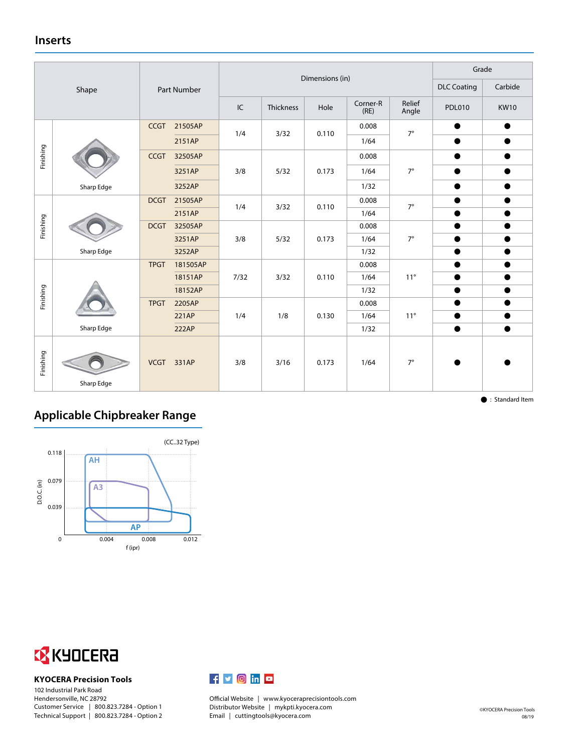## Inserts

| Shape | | Part Number | | Dimensions (in) | | | | | Grade | |
|---|---|---|---|---|---|---|---|---|---|---|
| | | | | | | | | | DLC Coating | Carbide |
| | | | | IC | Thickness | Hole | Corner-R (RE) | Relief Angle | PDL010 | KW10 |
| Finishing | Sharp Edge | CCGT | 21505AP | 1/4 | 3/32 | 0.110 | 0.008 | 7° | ● | ● |
| | | | 2151AP | | | | 1/64 | | ● | ● |
| | | CCGT | 32505AP | 3/8 | 5/32 | 0.173 | 0.008 | 7° | ● | ● |
| | | | 3251AP | | | | 1/64 | | ● | ● |
| | | | 3252AP | | | | 1/32 | | ● | ● |
| Finishing | Sharp Edge | DCGT | 21505AP | 1/4 | 3/32 | 0.110 | 0.008 | 7° | ● | ● |
| | | | 2151AP | | | | 1/64 | | ● | ● |
| | | DCGT | 32505AP | 3/8 | 5/32 | 0.173 | 0.008 | 7° | ● | ● |
| | | | 3251AP | | | | 1/64 | | ● | ● |
| | | | 3252AP | | | | 1/32 | | ● | ● |
| Finishing | Sharp Edge | TPGT | 181505AP | 7/32 | 3/32 | 0.110 | 0.008 | 11° | ● | ● |
| | | | 18151AP | | | | 1/64 | | ● | ● |
| | | | 18152AP | | | | 1/32 | | ● | ● |
| | | TPGT | 2205AP | 1/4 | 1/8 | 0.130 | 0.008 | 11° | ● | ● |
| | | | 221AP | | | | 1/64 | | ● | ● |
| | | | 222AP | | | | 1/32 | | ● | ● |
| Finishing | Sharp Edge | VCGT | 331AP | 3/8 | 3/16 | 0.173 | 1/64 | 7° | ● | ● |

● : Standard Item

## Applicable Chipbreaker Range

(CC..32 Type)

D.O.C. (in)

0.118
0.079
0.039
0

AH
A3
AP

0.004
0.008
0.012

f (ipr)

**KYOCERA Precision Tools**

102 Industrial Park Road
Hendersonville, NC 28792
Customer Service | 800.823.7284 - Option 1
Technical Support | 800.823.7284 - Option 2

Official Website | www.kyoceraprecisiontools.com
Distributor Website | mykpti.kyocera.com
Email | cuttingtools@kyocera.com

©KYOCERA Precision Tools
08/19